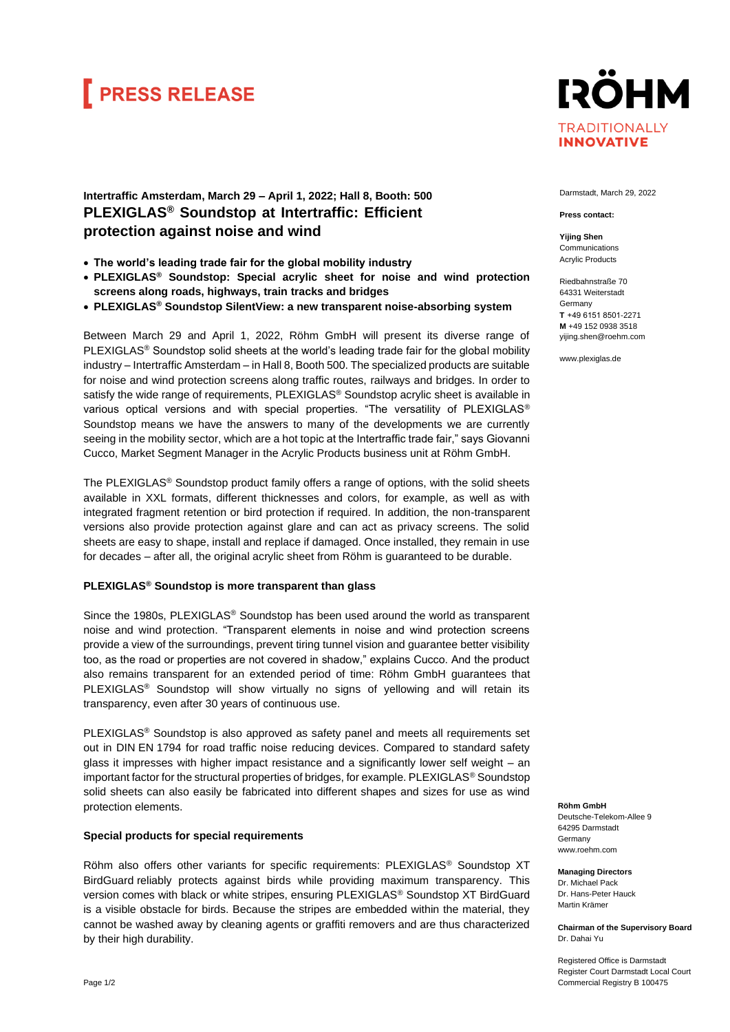# PRESS RELEASE

RÖHM
TRADITIONALLY
INNOVATIVE

Darmstadt, March 29, 2022

**Press contact:**

**Yijing Shen**
Communications
Acrylic Products

Riedbahnstraße 70
64331 Weiterstadt
Germany
**T** +49 6151 8501-2271
**M** +49 152 0938 3518
yijing.shen@roehm.com

www.plexiglas.de

**Intertraffic Amsterdam, March 29 – April 1, 2022; Hall 8, Booth: 500**

## PLEXIGLAS® Soundstop at Intertraffic: Efficient protection against noise and wind

- **The world's leading trade fair for the global mobility industry**
- **PLEXIGLAS® Soundstop: Special acrylic sheet for noise and wind protection screens along roads, highways, train tracks and bridges**
- **PLEXIGLAS® Soundstop SilentView: a new transparent noise-absorbing system**

Between March 29 and April 1, 2022, Röhm GmbH will present its diverse range of PLEXIGLAS® Soundstop solid sheets at the world's leading trade fair for the global mobility industry – Intertraffic Amsterdam – in Hall 8, Booth 500. The specialized products are suitable for noise and wind protection screens along traffic routes, railways and bridges. In order to satisfy the wide range of requirements, PLEXIGLAS® Soundstop acrylic sheet is available in various optical versions and with special properties. "The versatility of PLEXIGLAS® Soundstop means we have the answers to many of the developments we are currently seeing in the mobility sector, which are a hot topic at the Intertraffic trade fair," says Giovanni Cucco, Market Segment Manager in the Acrylic Products business unit at Röhm GmbH.

The PLEXIGLAS® Soundstop product family offers a range of options, with the solid sheets available in XXL formats, different thicknesses and colors, for example, as well as with integrated fragment retention or bird protection if required. In addition, the non-transparent versions also provide protection against glare and can act as privacy screens. The solid sheets are easy to shape, install and replace if damaged. Once installed, they remain in use for decades – after all, the original acrylic sheet from Röhm is guaranteed to be durable.

### PLEXIGLAS® Soundstop is more transparent than glass

Since the 1980s, PLEXIGLAS® Soundstop has been used around the world as transparent noise and wind protection. "Transparent elements in noise and wind protection screens provide a view of the surroundings, prevent tiring tunnel vision and guarantee better visibility too, as the road or properties are not covered in shadow," explains Cucco. And the product also remains transparent for an extended period of time: Röhm GmbH guarantees that PLEXIGLAS® Soundstop will show virtually no signs of yellowing and will retain its transparency, even after 30 years of continuous use.

PLEXIGLAS® Soundstop is also approved as safety panel and meets all requirements set out in DIN EN 1794 for road traffic noise reducing devices. Compared to standard safety glass it impresses with higher impact resistance and a significantly lower self weight – an important factor for the structural properties of bridges, for example. PLEXIGLAS® Soundstop solid sheets can also easily be fabricated into different shapes and sizes for use as wind protection elements.

### Special products for special requirements

Röhm also offers other variants for specific requirements: PLEXIGLAS® Soundstop XT BirdGuard reliably protects against birds while providing maximum transparency. This version comes with black or white stripes, ensuring PLEXIGLAS® Soundstop XT BirdGuard is a visible obstacle for birds. Because the stripes are embedded within the material, they cannot be washed away by cleaning agents or graffiti removers and are thus characterized by their high durability.

**Röhm GmbH**
Deutsche-Telekom-Allee 9
64295 Darmstadt
Germany
www.roehm.com

**Managing Directors**
Dr. Michael Pack
Dr. Hans-Peter Hauck
Martin Krämer

**Chairman of the Supervisory Board**
Dr. Dahai Yu

Registered Office is Darmstadt
Register Court Darmstadt Local Court
Commercial Registry B 100475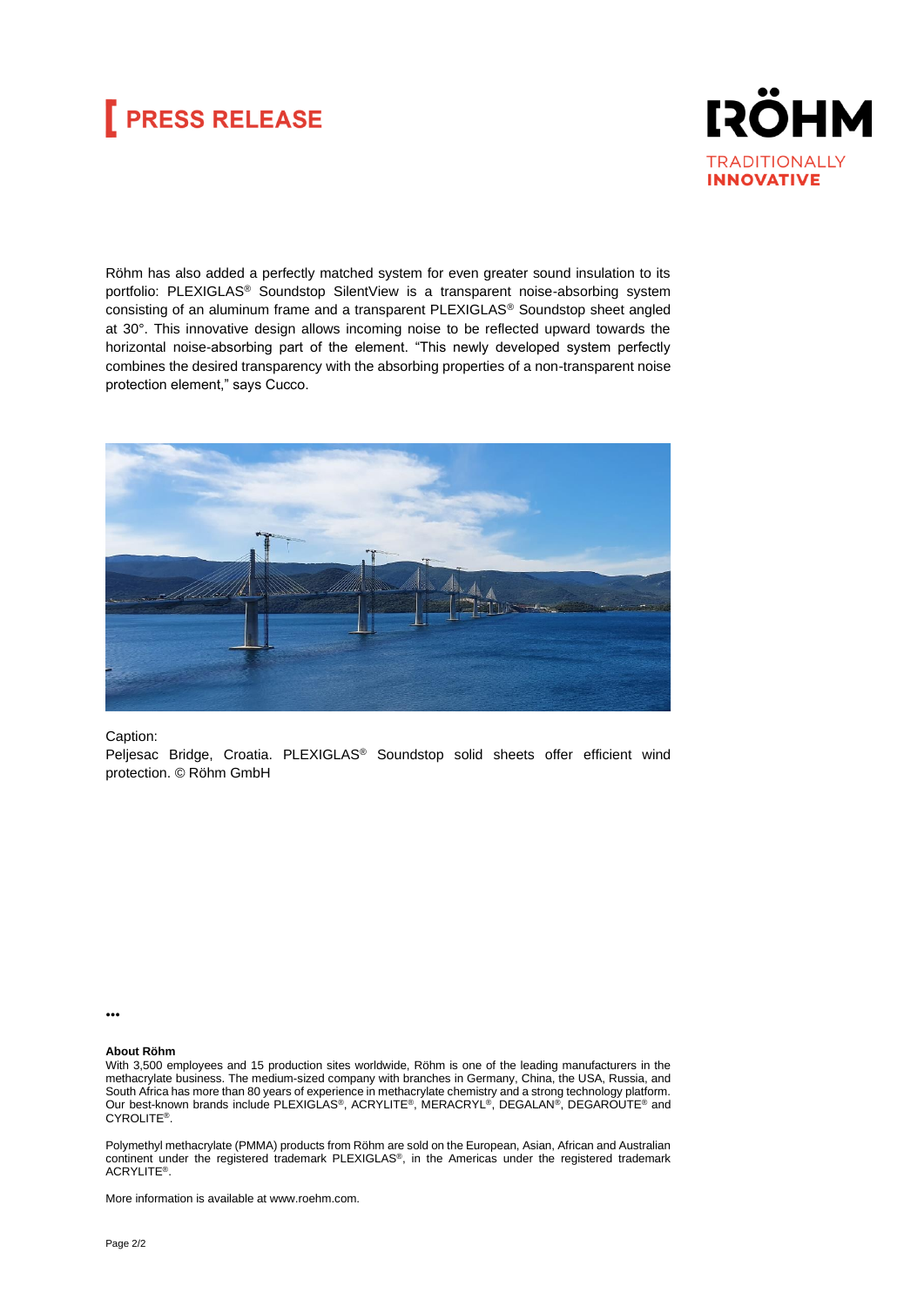Röhm has also added a perfectly matched system for even greater sound insulation to its portfolio: PLEXIGLAS® Soundstop SilentView is a transparent noise-absorbing system consisting of an aluminum frame and a transparent PLEXIGLAS® Soundstop sheet angled at 30°. This innovative design allows incoming noise to be reflected upward towards the horizontal noise-absorbing part of the element. "This newly developed system perfectly combines the desired transparency with the absorbing properties of a non-transparent noise protection element," says Cucco.

Caption:
Peljesac Bridge, Croatia. PLEXIGLAS® Soundstop solid sheets offer efficient wind protection. © Röhm GmbH

•••

**About Röhm**
With 3,500 employees and 15 production sites worldwide, Röhm is one of the leading manufacturers in the methacrylate business. The medium-sized company with branches in Germany, China, the USA, Russia, and South Africa has more than 80 years of experience in methacrylate chemistry and a strong technology platform. Our best-known brands include PLEXIGLAS®, ACRYLITE®, MERACRYL®, DEGALAN®, DEGAROUTE® and CYROLITE®.

Polymethyl methacrylate (PMMA) products from Röhm are sold on the European, Asian, African and Australian continent under the registered trademark PLEXIGLAS®, in the Americas under the registered trademark ACRYLITE®.

More information is available at www.roehm.com.